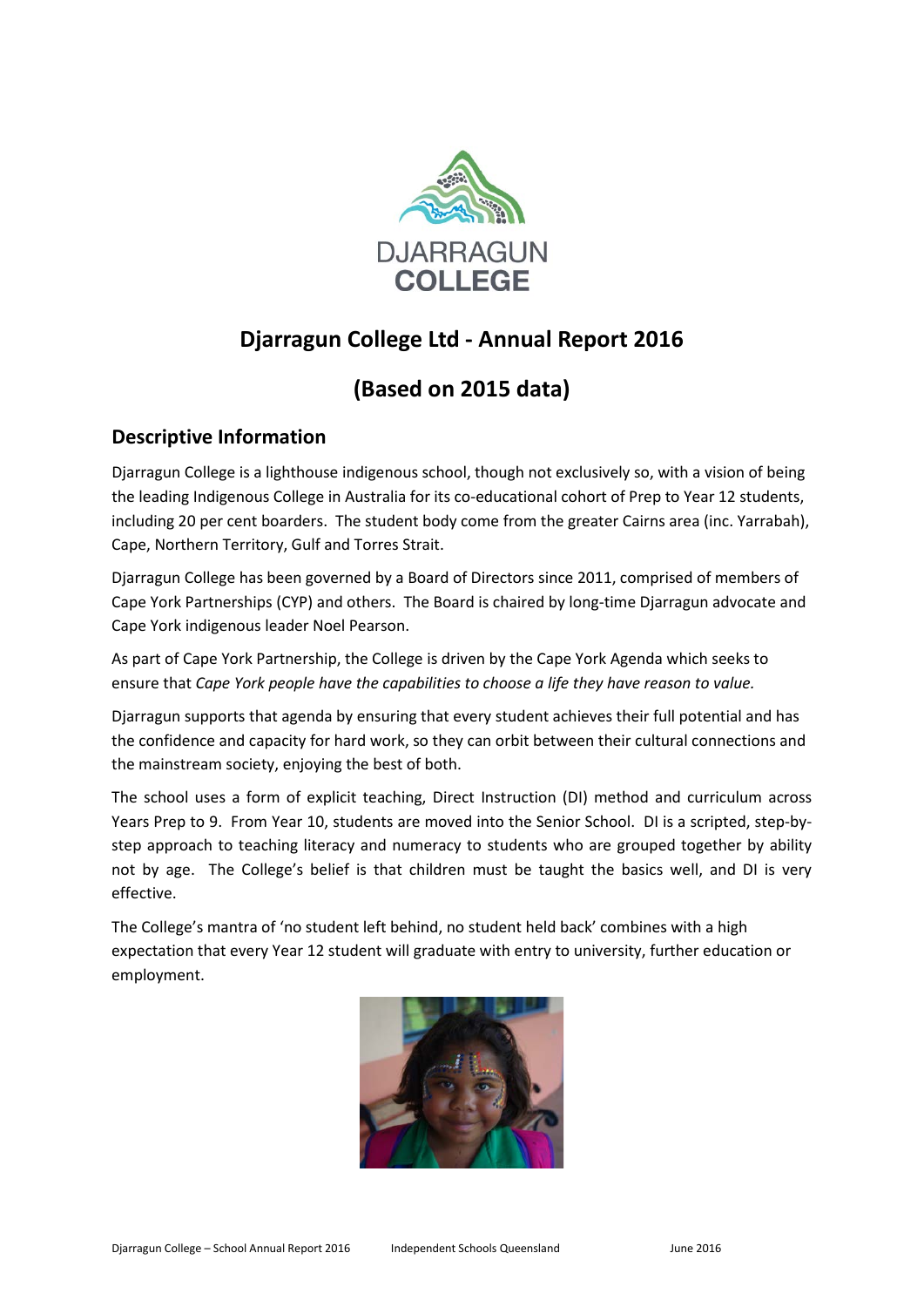# Djarragun College Ltd - Annual Report 2016

# (Based on 2015 data)

## Descriptive Information

Djarragun College is a lighthouse indigenous school, though not exclusively so, with a vision of being the leading Indigenous College in Australia for its co-educational cohort of Prep to Year 12 students, including 20 per cent boarders. The student body come from the greater Cairns area (inc. Yarrabah), Cape, Northern Territory, Gulf and Torres Strait.

Djarragun College has been governed by a Board of Directors since 2011, comprised of members of Cape York Partnerships (CYP) and others. The Board is chaired by long-time Djarragun advocate and Cape York indigenous leader Noel Pearson.

As part of Cape York Partnership, the College is driven by the Cape York Agenda which seeks to ensure that *Cape York people have the capabilities to choose a life they have reason to value.*

Djarragun supports that agenda by ensuring that every student achieves their full potential and has the confidence and capacity for hard work, so they can orbit between their cultural connections and the mainstream society, enjoying the best of both.

The school uses a form of explicit teaching, Direct Instruction (DI) method and curriculum across Years Prep to 9. From Year 10, students are moved into the Senior School. DI is a scripted, step-by-step approach to teaching literacy and numeracy to students who are grouped together by ability not by age. The College's belief is that children must be taught the basics well, and DI is very effective.

The College's mantra of 'no student left behind, no student held back' combines with a high expectation that every Year 12 student will graduate with entry to university, further education or employment.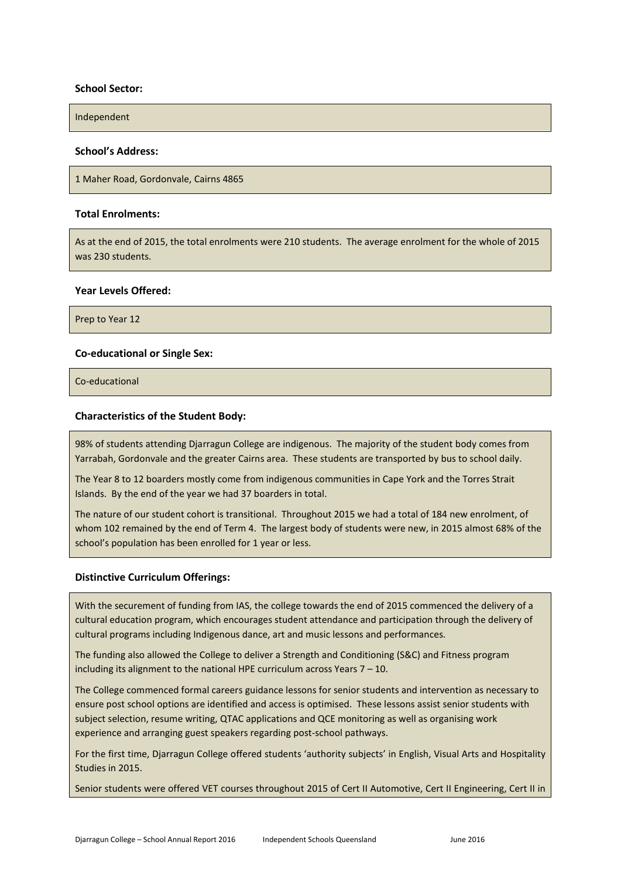**School Sector:**

Independent

**School's Address:**

1 Maher Road, Gordonvale, Cairns 4865

**Total Enrolments:**

As at the end of 2015, the total enrolments were 210 students. The average enrolment for the whole of 2015 was 230 students.

**Year Levels Offered:**

Prep to Year 12

**Co-educational or Single Sex:**

Co-educational

**Characteristics of the Student Body:**

98% of students attending Djarragun College are indigenous. The majority of the student body comes from Yarrabah, Gordonvale and the greater Cairns area. These students are transported by bus to school daily.

The Year 8 to 12 boarders mostly come from indigenous communities in Cape York and the Torres Strait Islands. By the end of the year we had 37 boarders in total.

The nature of our student cohort is transitional. Throughout 2015 we had a total of 184 new enrolment, of whom 102 remained by the end of Term 4. The largest body of students were new, in 2015 almost 68% of the school's population has been enrolled for 1 year or less.

**Distinctive Curriculum Offerings:**

With the securement of funding from IAS, the college towards the end of 2015 commenced the delivery of a cultural education program, which encourages student attendance and participation through the delivery of cultural programs including Indigenous dance, art and music lessons and performances.

The funding also allowed the College to deliver a Strength and Conditioning (S&C) and Fitness program including its alignment to the national HPE curriculum across Years 7 – 10.

The College commenced formal careers guidance lessons for senior students and intervention as necessary to ensure post school options are identified and access is optimised. These lessons assist senior students with subject selection, resume writing, QTAC applications and QCE monitoring as well as organising work experience and arranging guest speakers regarding post-school pathways.

For the first time, Djarragun College offered students 'authority subjects' in English, Visual Arts and Hospitality Studies in 2015.

Senior students were offered VET courses throughout 2015 of Cert II Automotive, Cert II Engineering, Cert II in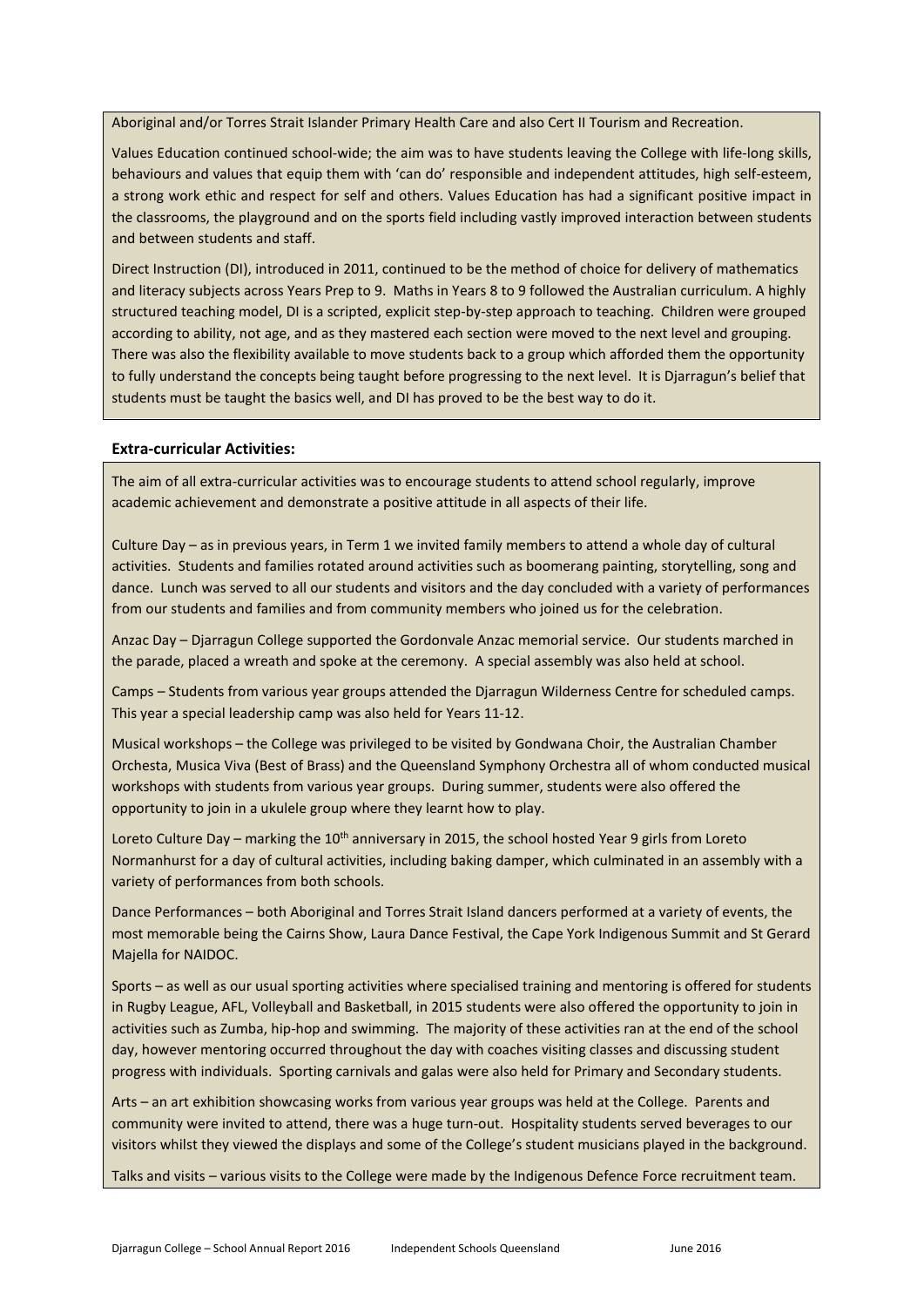Aboriginal and/or Torres Strait Islander Primary Health Care and also Cert II Tourism and Recreation.

Values Education continued school-wide; the aim was to have students leaving the College with life-long skills, behaviours and values that equip them with 'can do' responsible and independent attitudes, high self-esteem, a strong work ethic and respect for self and others. Values Education has had a significant positive impact in the classrooms, the playground and on the sports field including vastly improved interaction between students and between students and staff.

Direct Instruction (DI), introduced in 2011, continued to be the method of choice for delivery of mathematics and literacy subjects across Years Prep to 9. Maths in Years 8 to 9 followed the Australian curriculum. A highly structured teaching model, DI is a scripted, explicit step-by-step approach to teaching. Children were grouped according to ability, not age, and as they mastered each section were moved to the next level and grouping. There was also the flexibility available to move students back to a group which afforded them the opportunity to fully understand the concepts being taught before progressing to the next level. It is Djarragun's belief that students must be taught the basics well, and DI has proved to be the best way to do it.

**Extra-curricular Activities:**

The aim of all extra-curricular activities was to encourage students to attend school regularly, improve academic achievement and demonstrate a positive attitude in all aspects of their life.

Culture Day – as in previous years, in Term 1 we invited family members to attend a whole day of cultural activities. Students and families rotated around activities such as boomerang painting, storytelling, song and dance. Lunch was served to all our students and visitors and the day concluded with a variety of performances from our students and families and from community members who joined us for the celebration.

Anzac Day – Djarragun College supported the Gordonvale Anzac memorial service. Our students marched in the parade, placed a wreath and spoke at the ceremony. A special assembly was also held at school.

Camps – Students from various year groups attended the Djarragun Wilderness Centre for scheduled camps. This year a special leadership camp was also held for Years 11-12.

Musical workshops – the College was privileged to be visited by Gondwana Choir, the Australian Chamber Orchesta, Musica Viva (Best of Brass) and the Queensland Symphony Orchestra all of whom conducted musical workshops with students from various year groups. During summer, students were also offered the opportunity to join in a ukulele group where they learnt how to play.

Loreto Culture Day – marking the 10th anniversary in 2015, the school hosted Year 9 girls from Loreto Normanhurst for a day of cultural activities, including baking damper, which culminated in an assembly with a variety of performances from both schools.

Dance Performances – both Aboriginal and Torres Strait Island dancers performed at a variety of events, the most memorable being the Cairns Show, Laura Dance Festival, the Cape York Indigenous Summit and St Gerard Majella for NAIDOC.

Sports – as well as our usual sporting activities where specialised training and mentoring is offered for students in Rugby League, AFL, Volleyball and Basketball, in 2015 students were also offered the opportunity to join in activities such as Zumba, hip-hop and swimming. The majority of these activities ran at the end of the school day, however mentoring occurred throughout the day with coaches visiting classes and discussing student progress with individuals. Sporting carnivals and galas were also held for Primary and Secondary students.

Arts – an art exhibition showcasing works from various year groups was held at the College. Parents and community were invited to attend, there was a huge turn-out. Hospitality students served beverages to our visitors whilst they viewed the displays and some of the College's student musicians played in the background.

Talks and visits – various visits to the College were made by the Indigenous Defence Force recruitment team.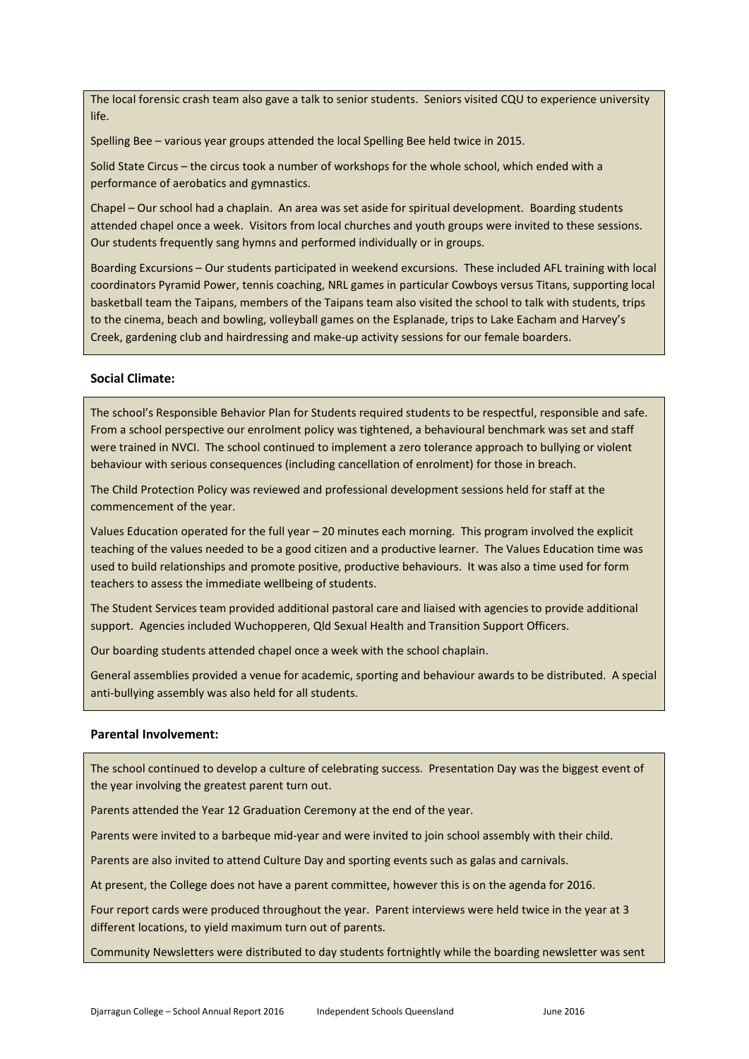The local forensic crash team also gave a talk to senior students. Seniors visited CQU to experience university life.

Spelling Bee – various year groups attended the local Spelling Bee held twice in 2015.

Solid State Circus – the circus took a number of workshops for the whole school, which ended with a performance of aerobatics and gymnastics.

Chapel – Our school had a chaplain. An area was set aside for spiritual development. Boarding students attended chapel once a week. Visitors from local churches and youth groups were invited to these sessions. Our students frequently sang hymns and performed individually or in groups.

Boarding Excursions – Our students participated in weekend excursions. These included AFL training with local coordinators Pyramid Power, tennis coaching, NRL games in particular Cowboys versus Titans, supporting local basketball team the Taipans, members of the Taipans team also visited the school to talk with students, trips to the cinema, beach and bowling, volleyball games on the Esplanade, trips to Lake Eacham and Harvey's Creek, gardening club and hairdressing and make-up activity sessions for our female boarders.

**Social Climate:**

The school's Responsible Behavior Plan for Students required students to be respectful, responsible and safe. From a school perspective our enrolment policy was tightened, a behavioural benchmark was set and staff were trained in NVCI. The school continued to implement a zero tolerance approach to bullying or violent behaviour with serious consequences (including cancellation of enrolment) for those in breach.

The Child Protection Policy was reviewed and professional development sessions held for staff at the commencement of the year.

Values Education operated for the full year – 20 minutes each morning. This program involved the explicit teaching of the values needed to be a good citizen and a productive learner. The Values Education time was used to build relationships and promote positive, productive behaviours. It was also a time used for form teachers to assess the immediate wellbeing of students.

The Student Services team provided additional pastoral care and liaised with agencies to provide additional support. Agencies included Wuchopperen, Qld Sexual Health and Transition Support Officers.

Our boarding students attended chapel once a week with the school chaplain.

General assemblies provided a venue for academic, sporting and behaviour awards to be distributed. A special anti-bullying assembly was also held for all students.

**Parental Involvement:**

The school continued to develop a culture of celebrating success. Presentation Day was the biggest event of the year involving the greatest parent turn out.

Parents attended the Year 12 Graduation Ceremony at the end of the year.

Parents were invited to a barbeque mid-year and were invited to join school assembly with their child.

Parents are also invited to attend Culture Day and sporting events such as galas and carnivals.

At present, the College does not have a parent committee, however this is on the agenda for 2016.

Four report cards were produced throughout the year. Parent interviews were held twice in the year at 3 different locations, to yield maximum turn out of parents.

Community Newsletters were distributed to day students fortnightly while the boarding newsletter was sent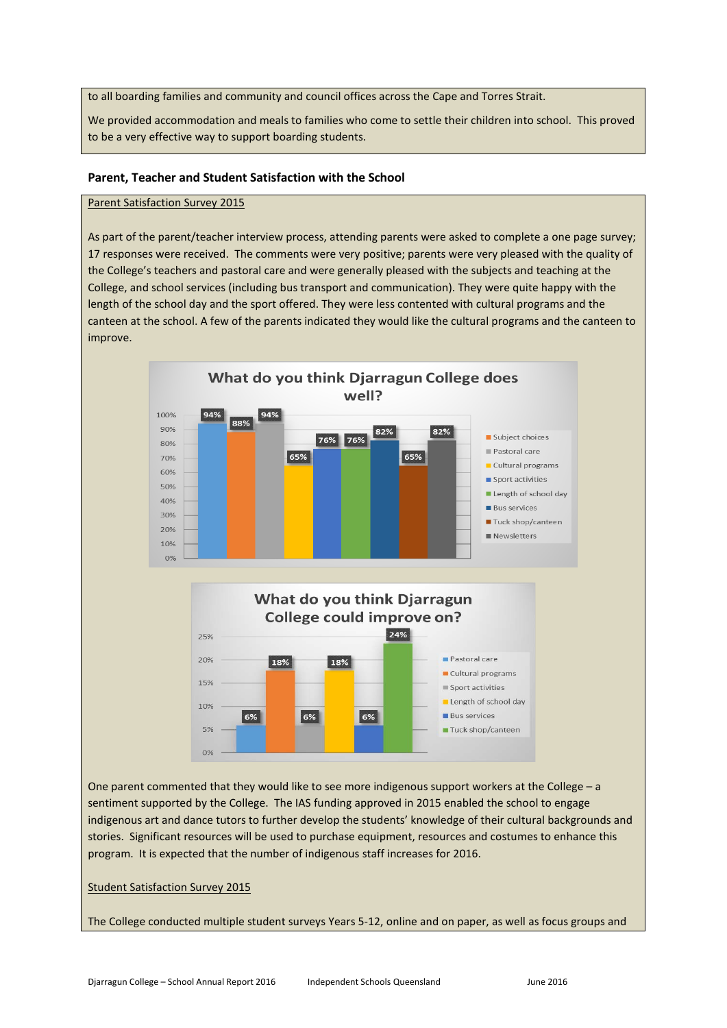to all boarding families and community and council offices across the Cape and Torres Strait.

We provided accommodation and meals to families who come to settle their children into school. This proved to be a very effective way to support boarding students.

**Parent, Teacher and Student Satisfaction with the School**

Parent Satisfaction Survey 2015

As part of the parent/teacher interview process, attending parents were asked to complete a one page survey; 17 responses were received. The comments were very positive; parents were very pleased with the quality of the College's teachers and pastoral care and were generally pleased with the subjects and teaching at the College, and school services (including bus transport and communication). They were quite happy with the length of the school day and the sport offered. They were less contented with cultural programs and the canteen at the school. A few of the parents indicated they would like the cultural programs and the canteen to improve.

**What do you think Djarragun College does well?**

| Category | % |
|---|---|
| Subject choices | 94% |
| Pastoral care | 88% |
| Cultural programs | 94% |
| Sport activities | 65% |
| Length of school day | 76% |
| Bus services | 76% |
| Tuck shop/canteen | 82% |
| Newsletters | 65% |
| | 82% |

**What do you think Djarragun College could improve on?**

| Category | % |
|---|---|
| Pastoral care | 6% |
| Cultural programs | 18% |
| Sport activities | 6% |
| Length of school day | 18% |
| Bus services | 6% |
| Tuck shop/canteen | 24% |

One parent commented that they would like to see more indigenous support workers at the College – a sentiment supported by the College. The IAS funding approved in 2015 enabled the school to engage indigenous art and dance tutors to further develop the students' knowledge of their cultural backgrounds and stories. Significant resources will be used to purchase equipment, resources and costumes to enhance this program. It is expected that the number of indigenous staff increases for 2016.

Student Satisfaction Survey 2015

The College conducted multiple student surveys Years 5-12, online and on paper, as well as focus groups and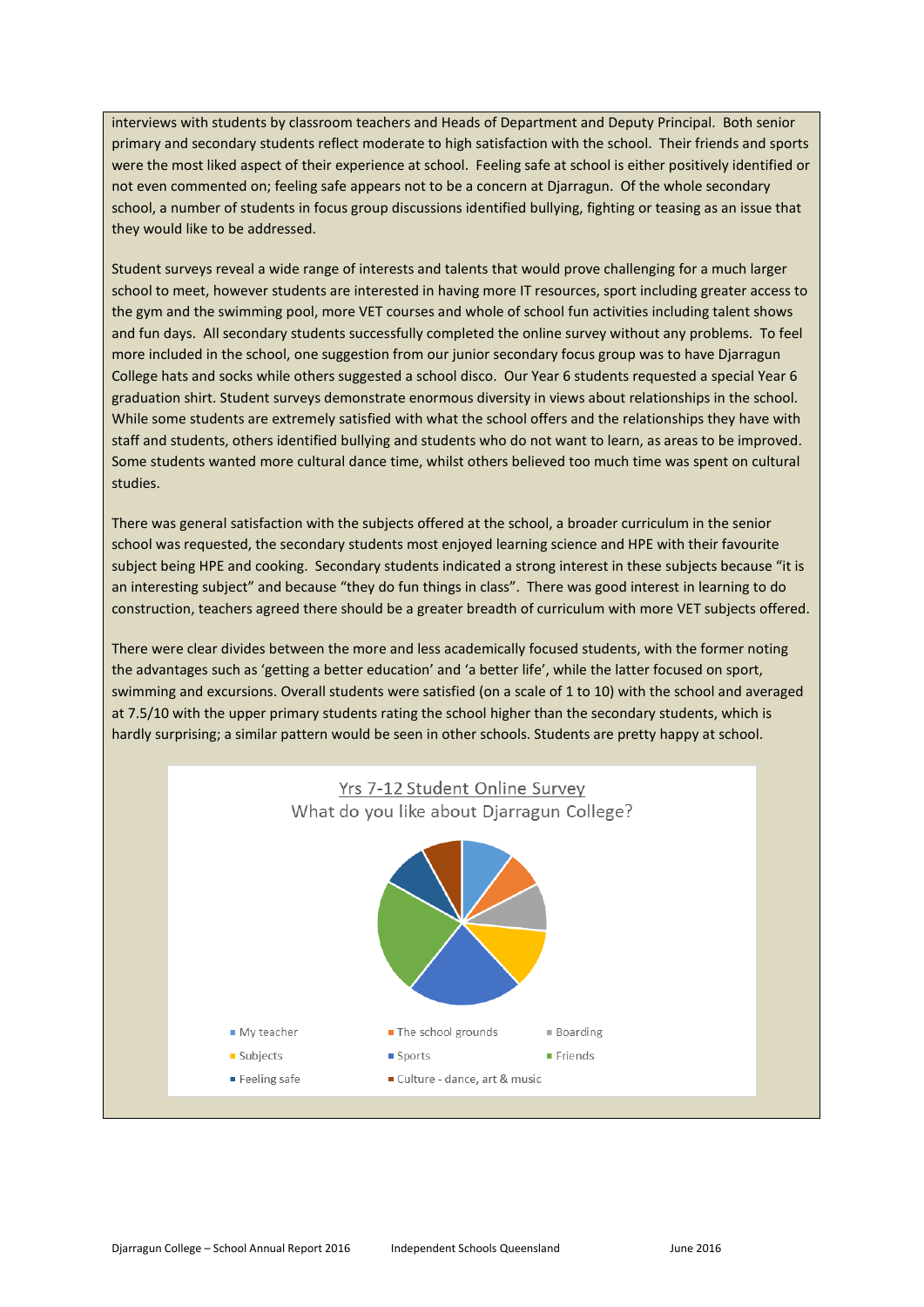interviews with students by classroom teachers and Heads of Department and Deputy Principal. Both senior primary and secondary students reflect moderate to high satisfaction with the school. Their friends and sports were the most liked aspect of their experience at school. Feeling safe at school is either positively identified or not even commented on; feeling safe appears not to be a concern at Djarragun. Of the whole secondary school, a number of students in focus group discussions identified bullying, fighting or teasing as an issue that they would like to be addressed.

Student surveys reveal a wide range of interests and talents that would prove challenging for a much larger school to meet, however students are interested in having more IT resources, sport including greater access to the gym and the swimming pool, more VET courses and whole of school fun activities including talent shows and fun days. All secondary students successfully completed the online survey without any problems. To feel more included in the school, one suggestion from our junior secondary focus group was to have Djarragun College hats and socks while others suggested a school disco. Our Year 6 students requested a special Year 6 graduation shirt. Student surveys demonstrate enormous diversity in views about relationships in the school. While some students are extremely satisfied with what the school offers and the relationships they have with staff and students, others identified bullying and students who do not want to learn, as areas to be improved. Some students wanted more cultural dance time, whilst others believed too much time was spent on cultural studies.

There was general satisfaction with the subjects offered at the school, a broader curriculum in the senior school was requested, the secondary students most enjoyed learning science and HPE with their favourite subject being HPE and cooking. Secondary students indicated a strong interest in these subjects because "it is an interesting subject" and because "they do fun things in class". There was good interest in learning to do construction, teachers agreed there should be a greater breadth of curriculum with more VET subjects offered.

There were clear divides between the more and less academically focused students, with the former noting the advantages such as 'getting a better education' and 'a better life', while the latter focused on sport, swimming and excursions. Overall students were satisfied (on a scale of 1 to 10) with the school and averaged at 7.5/10 with the upper primary students rating the school higher than the secondary students, which is hardly surprising; a similar pattern would be seen in other schools. Students are pretty happy at school.

Yrs 7-12 Student Online Survey

What do you like about Djarragun College?

- My teacher
- The school grounds
- Boarding
- Subjects
- Sports
- Friends
- Feeling safe
- Culture - dance, art & music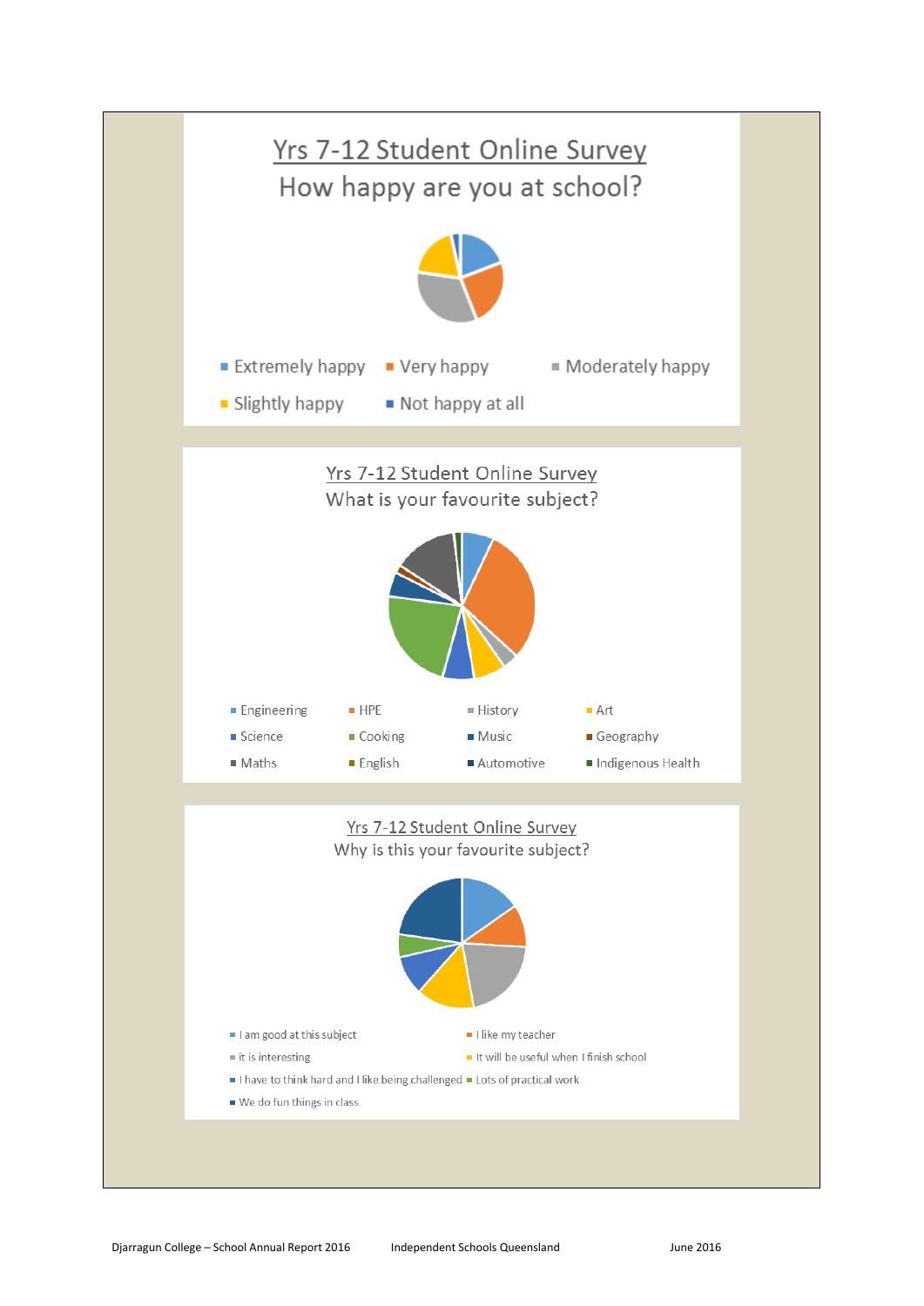## Yrs 7-12 Student Online Survey

How happy are you at school?

- Extremely happy
- Very happy
- Moderately happy
- Slightly happy
- Not happy at all

## Yrs 7-12 Student Online Survey

What is your favourite subject?

- Engineering
- HPE
- History
- Art
- Science
- Cooking
- Music
- Geography
- Maths
- English
- Automotive
- Indigenous Health

## Yrs 7-12 Student Online Survey

Why is this your favourite subject?

- I am good at this subject
- I like my teacher
- it is interesting
- It will be useful when I finish school
- I have to think hard and I like being challenged
- Lots of practical work
- We do fun things in class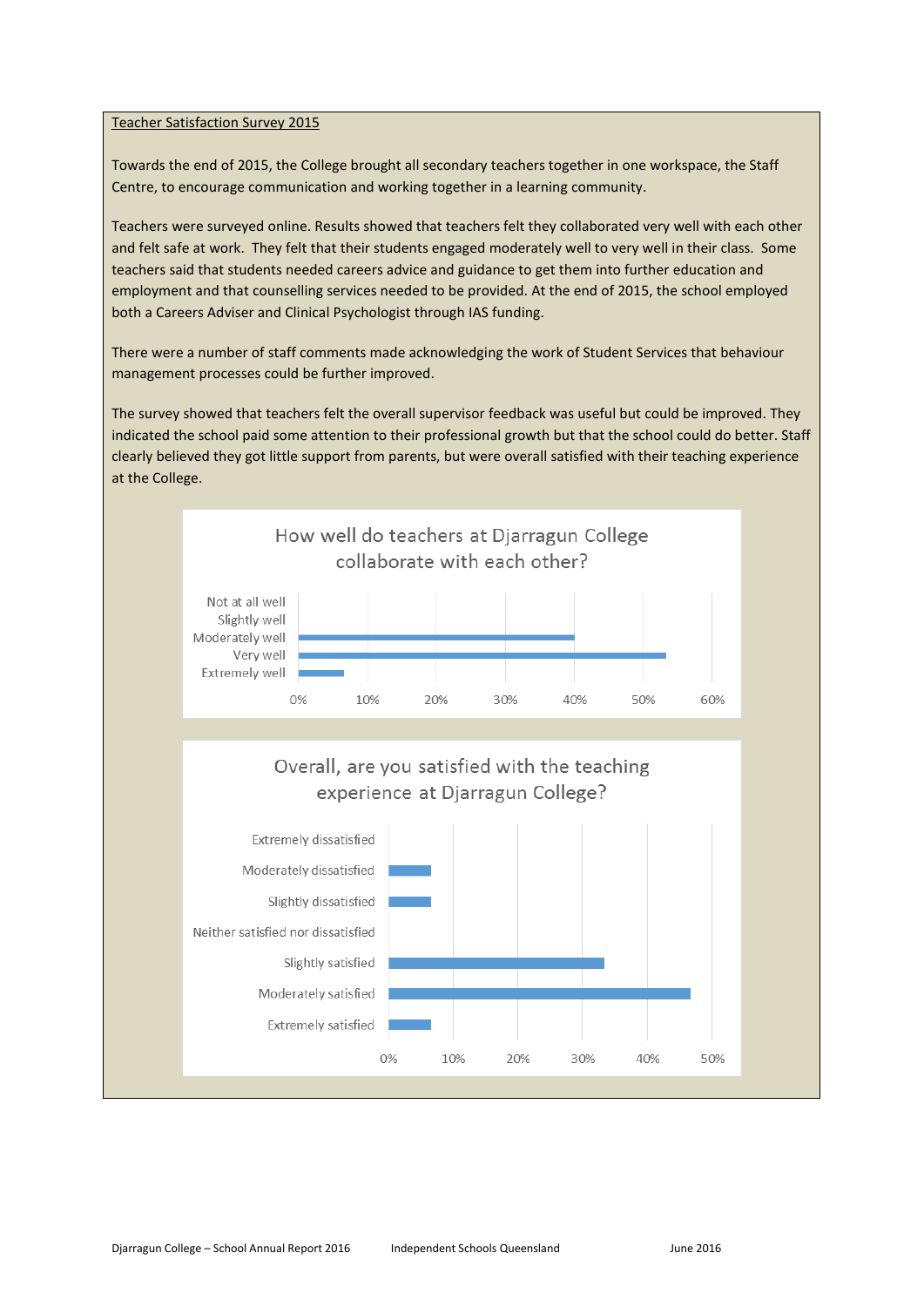Teacher Satisfaction Survey 2015

Towards the end of 2015, the College brought all secondary teachers together in one workspace, the Staff Centre, to encourage communication and working together in a learning community.

Teachers were surveyed online. Results showed that teachers felt they collaborated very well with each other and felt safe at work. They felt that their students engaged moderately well to very well in their class. Some teachers said that students needed careers advice and guidance to get them into further education and employment and that counselling services needed to be provided. At the end of 2015, the school employed both a Careers Adviser and Clinical Psychologist through IAS funding.

There were a number of staff comments made acknowledging the work of Student Services that behaviour management processes could be further improved.

The survey showed that teachers felt the overall supervisor feedback was useful but could be improved. They indicated the school paid some attention to their professional growth but that the school could do better. Staff clearly believed they got little support from parents, but were overall satisfied with their teaching experience at the College.

**How well do teachers at Djarragun College collaborate with each other?**

| Response | Approximate % |
|---|---|
| Not at all well | 0% |
| Slightly well | 0% |
| Moderately well | 40% |
| Very well | 53% |
| Extremely well | 7% |

**Overall, are you satisfied with the teaching experience at Djarragun College?**

| Response | Approximate % |
|---|---|
| Extremely dissatisfied | 0% |
| Moderately dissatisfied | 7% |
| Slightly dissatisfied | 7% |
| Neither satisfied nor dissatisfied | 0% |
| Slightly satisfied | 33% |
| Moderately satisfied | 47% |
| Extremely satisfied | 7% |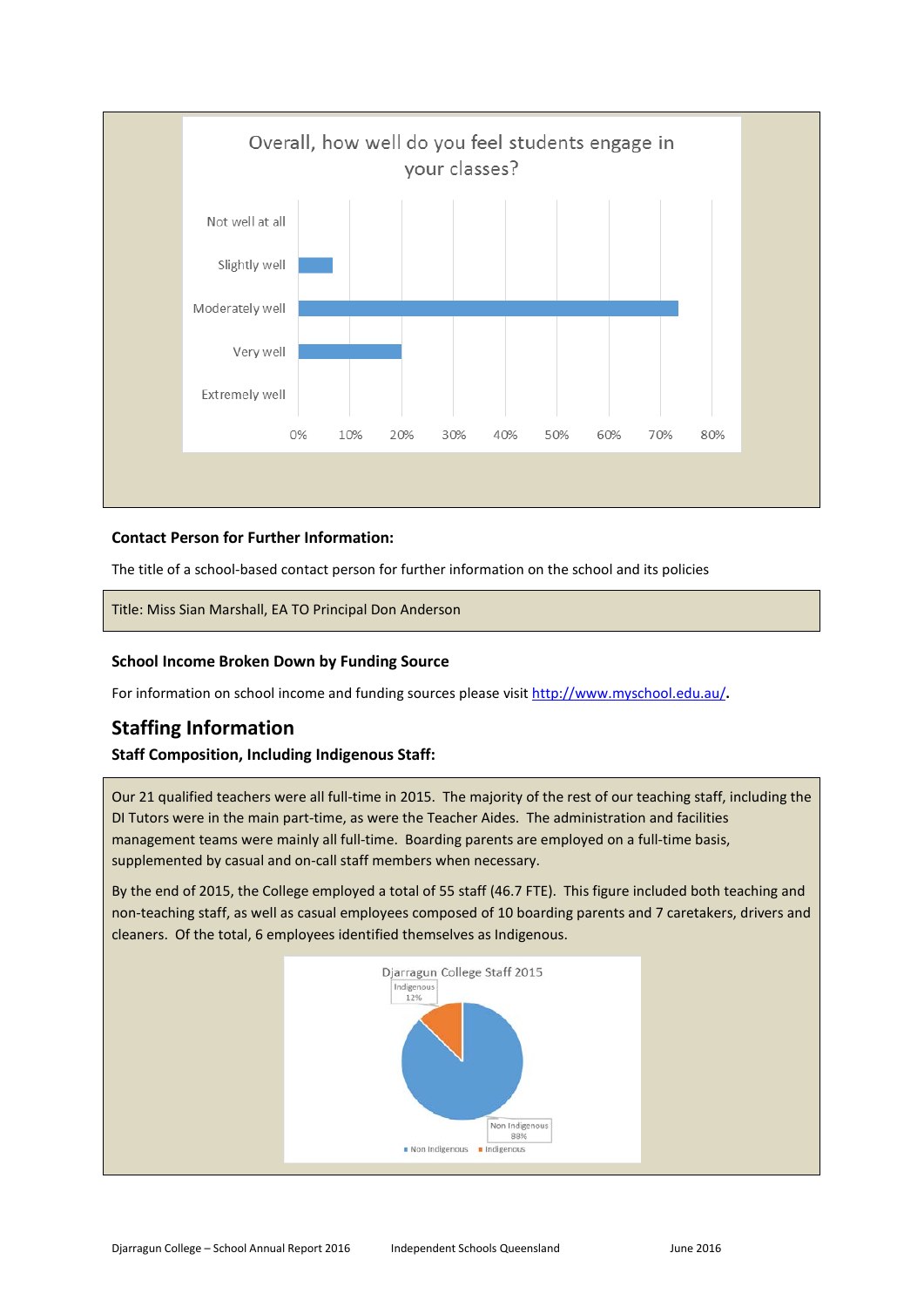Overall, how well do you feel students engage in your classes?

| Response | Percentage |
|---|---|
| Not well at all | 0% |
| Slightly well | ~7% |
| Moderately well | ~73% |
| Very well | 20% |
| Extremely well | 0% |

**Contact Person for Further Information:**

The title of a school-based contact person for further information on the school and its policies

Title: Miss Sian Marshall, EA TO Principal Don Anderson

**School Income Broken Down by Funding Source**

For information on school income and funding sources please visit http://www.myschool.edu.au/.

## Staffing Information

**Staff Composition, Including Indigenous Staff:**

Our 21 qualified teachers were all full-time in 2015. The majority of the rest of our teaching staff, including the DI Tutors were in the main part-time, as were the Teacher Aides. The administration and facilities management teams were mainly all full-time. Boarding parents are employed on a full-time basis, supplemented by casual and on-call staff members when necessary.

By the end of 2015, the College employed a total of 55 staff (46.7 FTE). This figure included both teaching and non-teaching staff, as well as casual employees composed of 10 boarding parents and 7 caretakers, drivers and cleaners. Of the total, 6 employees identified themselves as Indigenous.

Djarragun College Staff 2015

| Category | Percentage |
|---|---|
| Indigenous | 12% |
| Non Indigenous | 88% |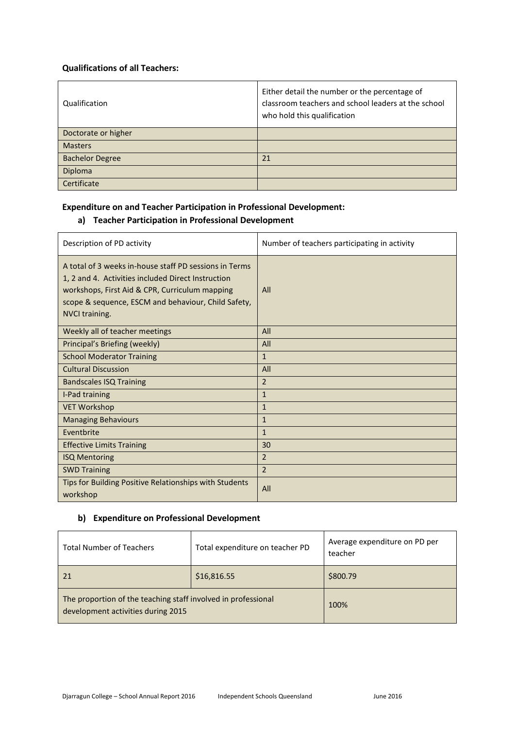**Qualifications of all Teachers:**

| Qualification | Either detail the number or the percentage of classroom teachers and school leaders at the school who hold this qualification |
| --- | --- |
| Doctorate or higher | |
| Masters | |
| Bachelor Degree | 21 |
| Diploma | |
| Certificate | |

**Expenditure on and Teacher Participation in Professional Development:**

**a) Teacher Participation in Professional Development**

| Description of PD activity | Number of teachers participating in activity |
| --- | --- |
| A total of 3 weeks in-house staff PD sessions in Terms 1, 2 and 4. Activities included Direct Instruction workshops, First Aid & CPR, Curriculum mapping scope & sequence, ESCM and behaviour, Child Safety, NVCI training. | All |
| Weekly all of teacher meetings | All |
| Principal's Briefing (weekly) | All |
| School Moderator Training | 1 |
| Cultural Discussion | All |
| Bandscales ISQ Training | 2 |
| I-Pad training | 1 |
| VET Workshop | 1 |
| Managing Behaviours | 1 |
| Eventbrite | 1 |
| Effective Limits Training | 30 |
| ISQ Mentoring | 2 |
| SWD Training | 2 |
| Tips for Building Positive Relationships with Students workshop | All |

**b) Expenditure on Professional Development**

| Total Number of Teachers | Total expenditure on teacher PD | Average expenditure on PD per teacher |
| --- | --- | --- |
| 21 | $16,816.55 | $800.79 |
| The proportion of the teaching staff involved in professional development activities during 2015 | | 100% |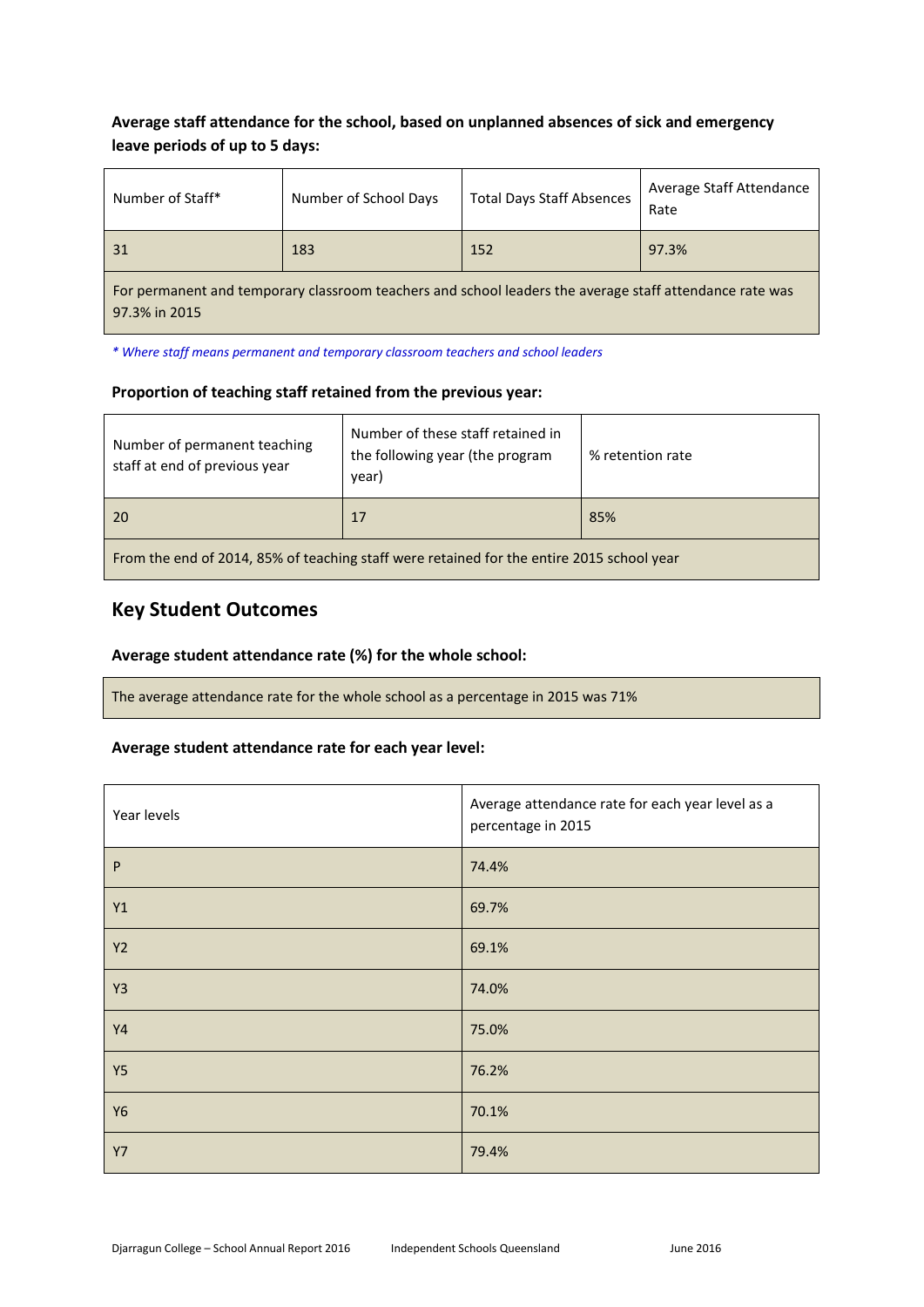**Average staff attendance for the school, based on unplanned absences of sick and emergency leave periods of up to 5 days:**

| Number of Staff* | Number of School Days | Total Days Staff Absences | Average Staff Attendance Rate |
|---|---|---|---|
| 31 | 183 | 152 | 97.3% |
| For permanent and temporary classroom teachers and school leaders the average staff attendance rate was 97.3% in 2015 | | | |

*\* Where staff means permanent and temporary classroom teachers and school leaders*

**Proportion of teaching staff retained from the previous year:**

| Number of permanent teaching staff at end of previous year | Number of these staff retained in the following year (the program year) | % retention rate |
|---|---|---|
| 20 | 17 | 85% |
| From the end of 2014, 85% of teaching staff were retained for the entire 2015 school year | | |

## Key Student Outcomes

**Average student attendance rate (%) for the whole school:**

| The average attendance rate for the whole school as a percentage in 2015 was 71% |
|---|

**Average student attendance rate for each year level:**

| Year levels | Average attendance rate for each year level as a percentage in 2015 |
|---|---|
| P | 74.4% |
| Y1 | 69.7% |
| Y2 | 69.1% |
| Y3 | 74.0% |
| Y4 | 75.0% |
| Y5 | 76.2% |
| Y6 | 70.1% |
| Y7 | 79.4% |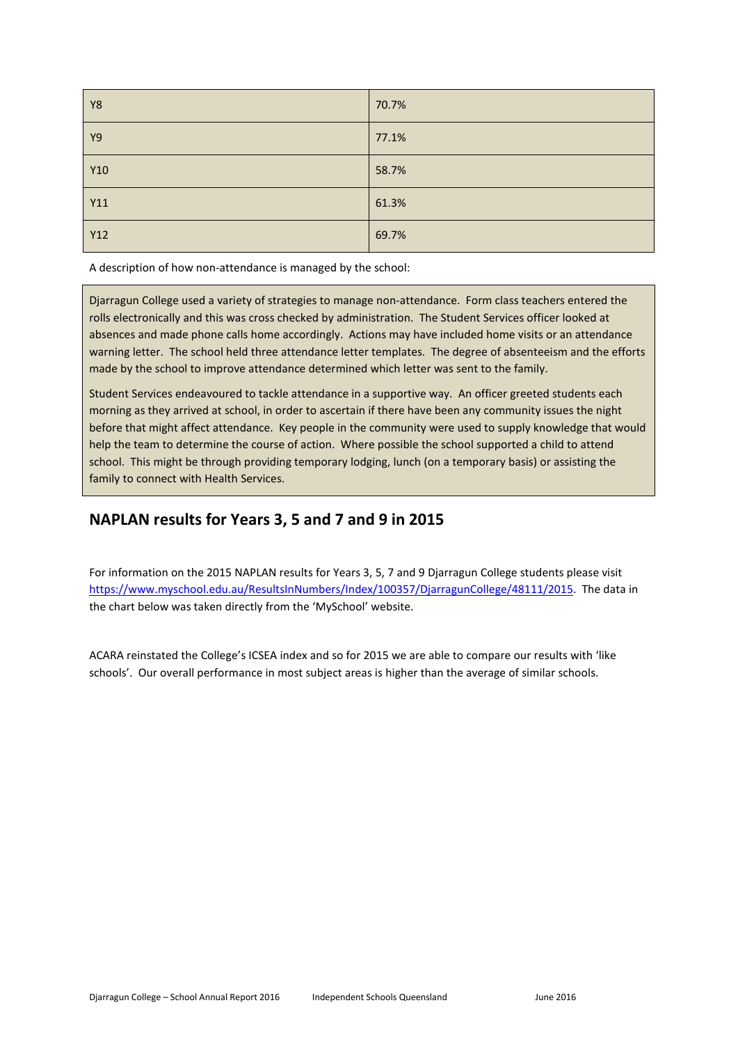| Y8 | 70.7% |
|---|---|
| Y9 | 77.1% |
| Y10 | 58.7% |
| Y11 | 61.3% |
| Y12 | 69.7% |

A description of how non-attendance is managed by the school:

Djarragun College used a variety of strategies to manage non-attendance. Form class teachers entered the rolls electronically and this was cross checked by administration. The Student Services officer looked at absences and made phone calls home accordingly. Actions may have included home visits or an attendance warning letter. The school held three attendance letter templates. The degree of absenteeism and the efforts made by the school to improve attendance determined which letter was sent to the family.

Student Services endeavoured to tackle attendance in a supportive way. An officer greeted students each morning as they arrived at school, in order to ascertain if there have been any community issues the night before that might affect attendance. Key people in the community were used to supply knowledge that would help the team to determine the course of action. Where possible the school supported a child to attend school. This might be through providing temporary lodging, lunch (on a temporary basis) or assisting the family to connect with Health Services.

## NAPLAN results for Years 3, 5 and 7 and 9 in 2015

For information on the 2015 NAPLAN results for Years 3, 5, 7 and 9 Djarragun College students please visit https://www.myschool.edu.au/ResultsInNumbers/Index/100357/DjarragunCollege/48111/2015. The data in the chart below was taken directly from the 'MySchool' website.

ACARA reinstated the College's ICSEA index and so for 2015 we are able to compare our results with 'like schools'. Our overall performance in most subject areas is higher than the average of similar schools.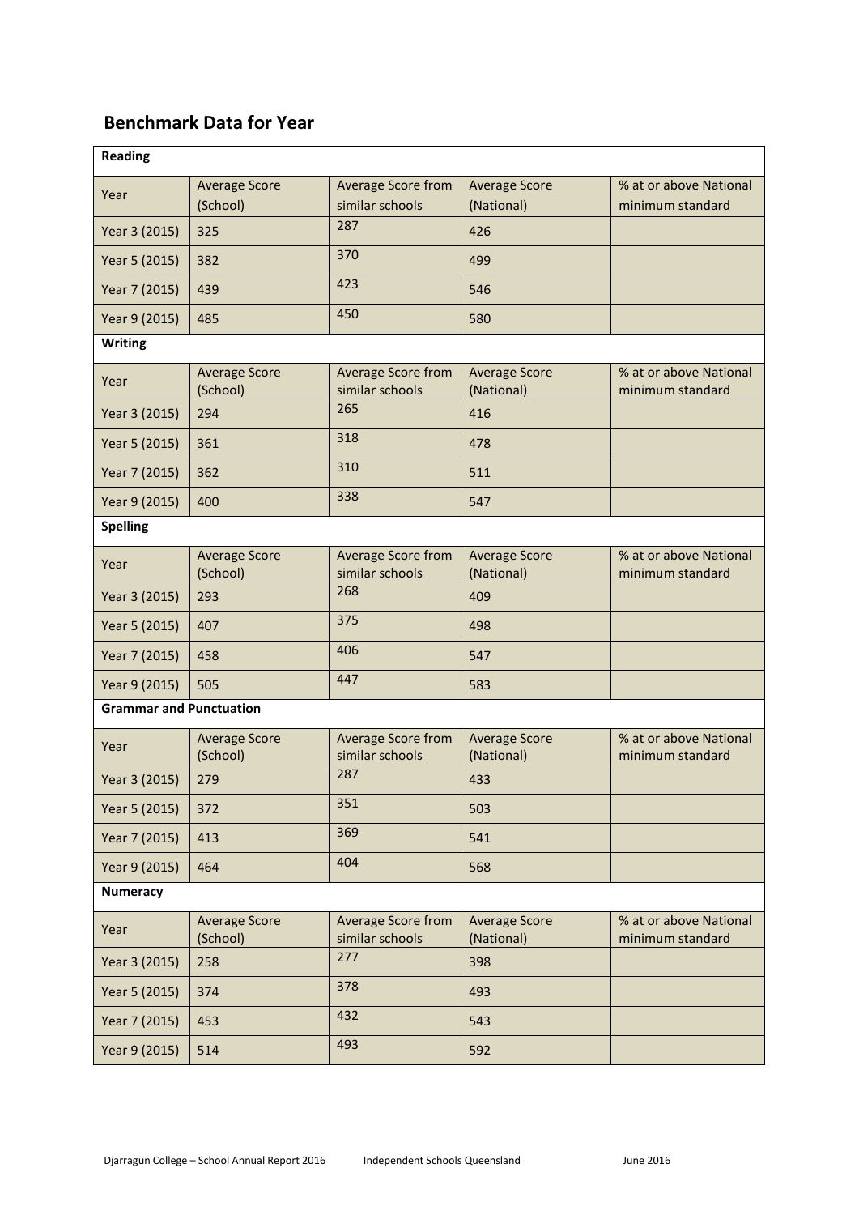## Benchmark Data for Year

| Reading | | | | |
|---|---|---|---|---|
| Year | Average Score (School) | Average Score from similar schools | Average Score (National) | % at or above National minimum standard |
| Year 3 (2015) | 325 | 287 | 426 | |
| Year 5 (2015) | 382 | 370 | 499 | |
| Year 7 (2015) | 439 | 423 | 546 | |
| Year 9 (2015) | 485 | 450 | 580 | |
| **Writing** | | | | |
| Year | Average Score (School) | Average Score from similar schools | Average Score (National) | % at or above National minimum standard |
| Year 3 (2015) | 294 | 265 | 416 | |
| Year 5 (2015) | 361 | 318 | 478 | |
| Year 7 (2015) | 362 | 310 | 511 | |
| Year 9 (2015) | 400 | 338 | 547 | |
| **Spelling** | | | | |
| Year | Average Score (School) | Average Score from similar schools | Average Score (National) | % at or above National minimum standard |
| Year 3 (2015) | 293 | 268 | 409 | |
| Year 5 (2015) | 407 | 375 | 498 | |
| Year 7 (2015) | 458 | 406 | 547 | |
| Year 9 (2015) | 505 | 447 | 583 | |
| **Grammar and Punctuation** | | | | |
| Year | Average Score (School) | Average Score from similar schools | Average Score (National) | % at or above National minimum standard |
| Year 3 (2015) | 279 | 287 | 433 | |
| Year 5 (2015) | 372 | 351 | 503 | |
| Year 7 (2015) | 413 | 369 | 541 | |
| Year 9 (2015) | 464 | 404 | 568 | |
| **Numeracy** | | | | |
| Year | Average Score (School) | Average Score from similar schools | Average Score (National) | % at or above National minimum standard |
| Year 3 (2015) | 258 | 277 | 398 | |
| Year 5 (2015) | 374 | 378 | 493 | |
| Year 7 (2015) | 453 | 432 | 543 | |
| Year 9 (2015) | 514 | 493 | 592 | |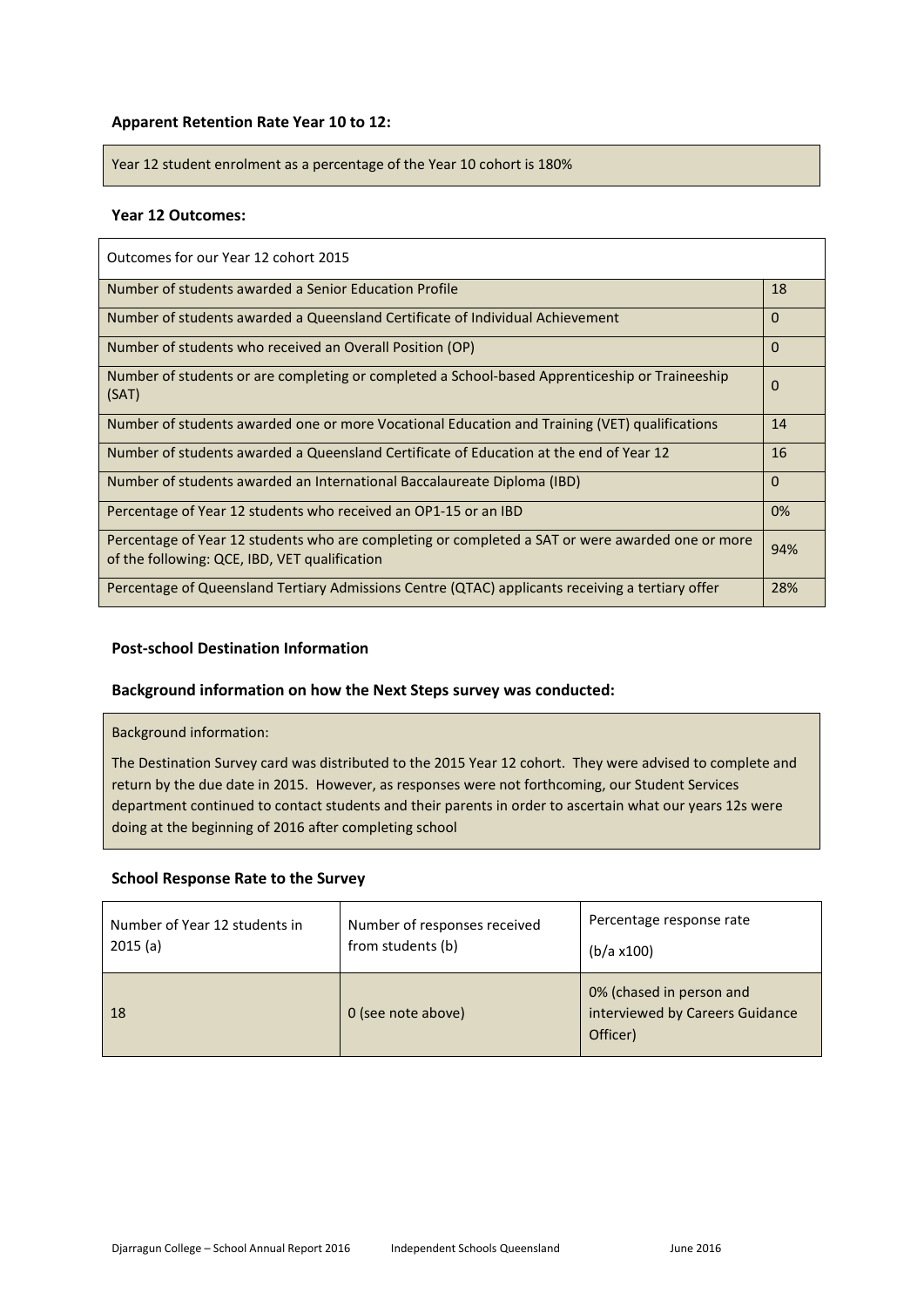### Apparent Retention Rate Year 10 to 12:

Year 12 student enrolment as a percentage of the Year 10 cohort is 180%

### Year 12 Outcomes:

| Outcomes for our Year 12 cohort 2015 | |
|---|---|
| Number of students awarded a Senior Education Profile | 18 |
| Number of students awarded a Queensland Certificate of Individual Achievement | 0 |
| Number of students who received an Overall Position (OP) | 0 |
| Number of students or are completing or completed a School-based Apprenticeship or Traineeship (SAT) | 0 |
| Number of students awarded one or more Vocational Education and Training (VET) qualifications | 14 |
| Number of students awarded a Queensland Certificate of Education at the end of Year 12 | 16 |
| Number of students awarded an International Baccalaureate Diploma (IBD) | 0 |
| Percentage of Year 12 students who received an OP1-15 or an IBD | 0% |
| Percentage of Year 12 students who are completing or completed a SAT or were awarded one or more of the following: QCE, IBD, VET qualification | 94% |
| Percentage of Queensland Tertiary Admissions Centre (QTAC) applicants receiving a tertiary offer | 28% |

### Post-school Destination Information

### Background information on how the Next Steps survey was conducted:

Background information:

The Destination Survey card was distributed to the 2015 Year 12 cohort. They were advised to complete and return by the due date in 2015. However, as responses were not forthcoming, our Student Services department continued to contact students and their parents in order to ascertain what our years 12s were doing at the beginning of 2016 after completing school

### School Response Rate to the Survey

| Number of Year 12 students in 2015 (a) | Number of responses received from students (b) | Percentage response rate (b/a x100) |
|---|---|---|
| 18 | 0 (see note above) | 0% (chased in person and interviewed by Careers Guidance Officer) |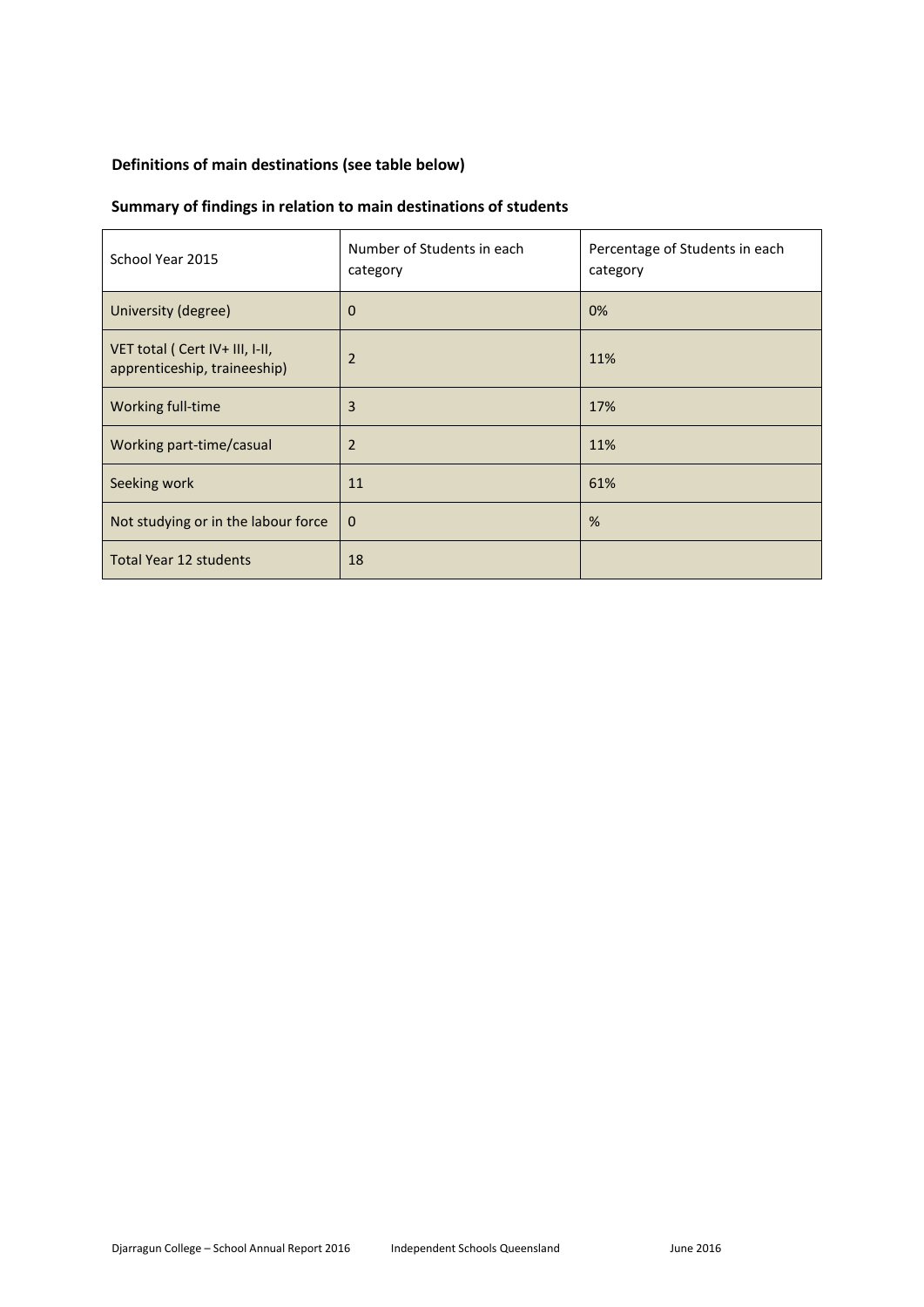**Definitions of main destinations (see table below)**

**Summary of findings in relation to main destinations of students**

| School Year 2015 | Number of Students in each category | Percentage of Students in each category |
| --- | --- | --- |
| University (degree) | 0 | 0% |
| VET total ( Cert IV+ III, I-II, apprenticeship, traineeship) | 2 | 11% |
| Working full-time | 3 | 17% |
| Working part-time/casual | 2 | 11% |
| Seeking work | 11 | 61% |
| Not studying or in the labour force | 0 | % |
| Total Year 12 students | 18 | |